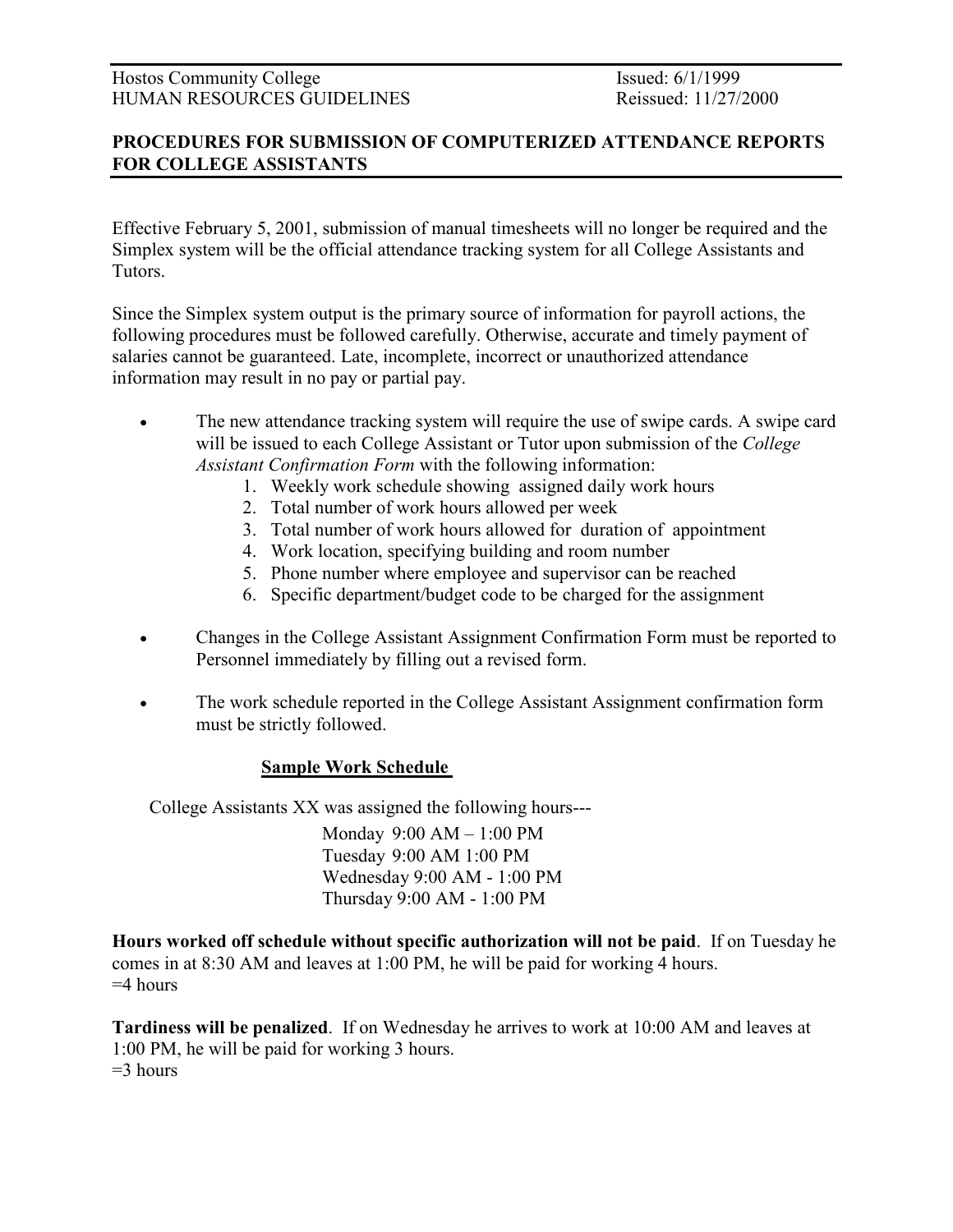Hostos Community College
HUMAN RESOURCES GUIDELINES

Issued: 6/1/1999
Reissued: 11/27/2000

**PROCEDURES FOR SUBMISSION OF COMPUTERIZED ATTENDANCE REPORTS FOR COLLEGE ASSISTANTS**

Effective February 5, 2001, submission of manual timesheets will no longer be required and the Simplex system will be the official attendance tracking system for all College Assistants and Tutors.

Since the Simplex system output is the primary source of information for payroll actions, the following procedures must be followed carefully. Otherwise, accurate and timely payment of salaries cannot be guaranteed. Late, incomplete, incorrect or unauthorized attendance information may result in no pay or partial pay.

- The new attendance tracking system will require the use of swipe cards. A swipe card will be issued to each College Assistant or Tutor upon submission of the *College Assistant Confirmation Form* with the following information:
  1. Weekly work schedule showing assigned daily work hours
  2. Total number of work hours allowed per week
  3. Total number of work hours allowed for duration of appointment
  4. Work location, specifying building and room number
  5. Phone number where employee and supervisor can be reached
  6. Specific department/budget code to be charged for the assignment
- Changes in the College Assistant Assignment Confirmation Form must be reported to Personnel immediately by filling out a revised form.
- The work schedule reported in the College Assistant Assignment confirmation form must be strictly followed.

**Sample Work Schedule**

College Assistants XX was assigned the following hours---

Monday 9:00 AM – 1:00 PM
Tuesday 9:00 AM 1:00 PM
Wednesday 9:00 AM - 1:00 PM
Thursday 9:00 AM - 1:00 PM

**Hours worked off schedule without specific authorization will not be paid**. If on Tuesday he comes in at 8:30 AM and leaves at 1:00 PM, he will be paid for working 4 hours.
=4 hours

**Tardiness will be penalized**. If on Wednesday he arrives to work at 10:00 AM and leaves at 1:00 PM, he will be paid for working 3 hours.
=3 hours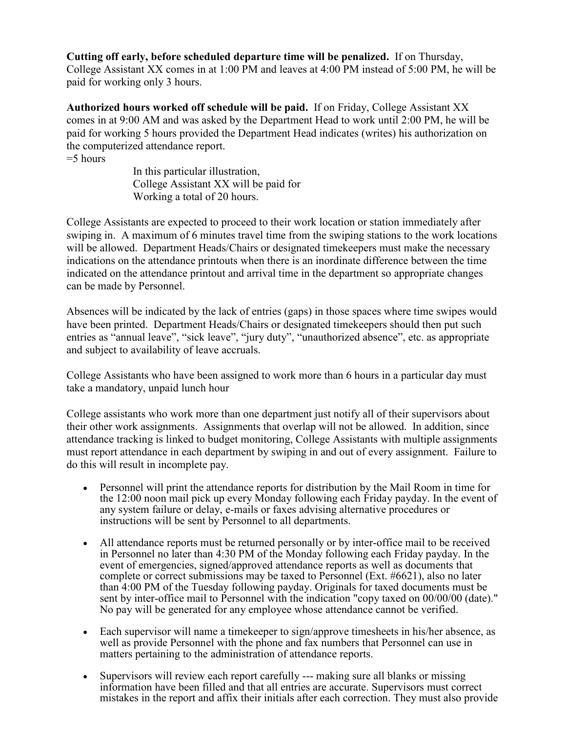**Cutting off early, before scheduled departure time will be penalized.** If on Thursday, College Assistant XX comes in at 1:00 PM and leaves at 4:00 PM instead of 5:00 PM, he will be paid for working only 3 hours.

**Authorized hours worked off schedule will be paid.** If on Friday, College Assistant XX comes in at 9:00 AM and was asked by the Department Head to work until 2:00 PM, he will be paid for working 5 hours provided the Department Head indicates (writes) his authorization on the computerized attendance report.

=5 hours

In this particular illustration,
College Assistant XX will be paid for
Working a total of 20 hours.

College Assistants are expected to proceed to their work location or station immediately after swiping in. A maximum of 6 minutes travel time from the swiping stations to the work locations will be allowed. Department Heads/Chairs or designated timekeepers must make the necessary indications on the attendance printouts when there is an inordinate difference between the time indicated on the attendance printout and arrival time in the department so appropriate changes can be made by Personnel.

Absences will be indicated by the lack of entries (gaps) in those spaces where time swipes would have been printed. Department Heads/Chairs or designated timekeepers should then put such entries as "annual leave", "sick leave", "jury duty", "unauthorized absence", etc. as appropriate and subject to availability of leave accruals.

College Assistants who have been assigned to work more than 6 hours in a particular day must take a mandatory, unpaid lunch hour

College assistants who work more than one department just notify all of their supervisors about their other work assignments. Assignments that overlap will not be allowed. In addition, since attendance tracking is linked to budget monitoring, College Assistants with multiple assignments must report attendance in each department by swiping in and out of every assignment. Failure to do this will result in incomplete pay.

- Personnel will print the attendance reports for distribution by the Mail Room in time for the 12:00 noon mail pick up every Monday following each Friday payday. In the event of any system failure or delay, e-mails or faxes advising alternative procedures or instructions will be sent by Personnel to all departments.

- All attendance reports must be returned personally or by inter-office mail to be received in Personnel no later than 4:30 PM of the Monday following each Friday payday. In the event of emergencies, signed/approved attendance reports as well as documents that complete or correct submissions may be taxed to Personnel (Ext. #6621), also no later than 4:00 PM of the Tuesday following payday. Originals for taxed documents must be sent by inter-office mail to Personnel with the indication "copy taxed on 00/00/00 (date)." No pay will be generated for any employee whose attendance cannot be verified.

- Each supervisor will name a timekeeper to sign/approve timesheets in his/her absence, as well as provide Personnel with the phone and fax numbers that Personnel can use in matters pertaining to the administration of attendance reports.

- Supervisors will review each report carefully --- making sure all blanks or missing information have been filled and that all entries are accurate. Supervisors must correct mistakes in the report and affix their initials after each correction. They must also provide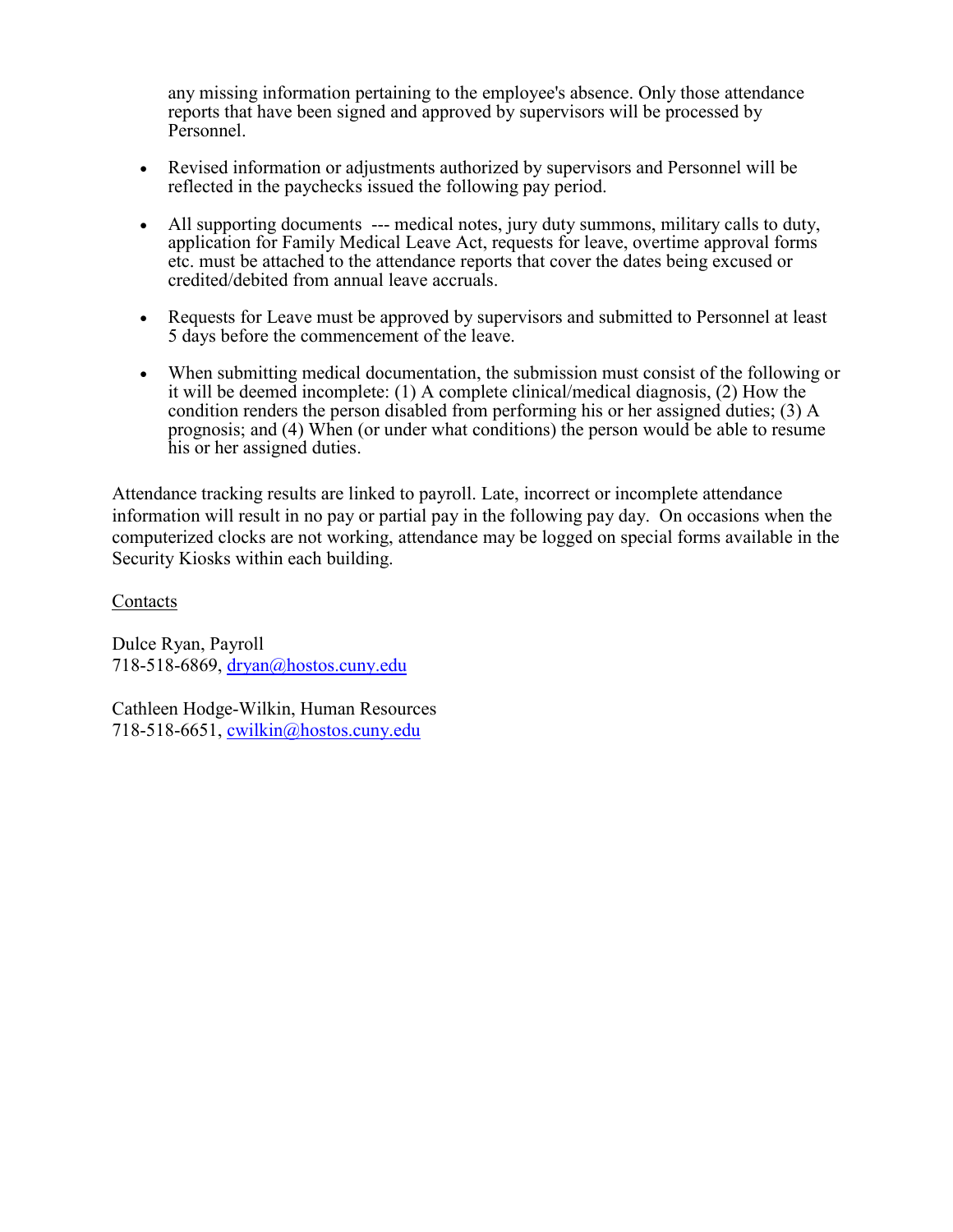any missing information pertaining to the employee's absence. Only those attendance reports that have been signed and approved by supervisors will be processed by Personnel.

- Revised information or adjustments authorized by supervisors and Personnel will be reflected in the paychecks issued the following pay period.

- All supporting documents --- medical notes, jury duty summons, military calls to duty, application for Family Medical Leave Act, requests for leave, overtime approval forms etc. must be attached to the attendance reports that cover the dates being excused or credited/debited from annual leave accruals.

- Requests for Leave must be approved by supervisors and submitted to Personnel at least 5 days before the commencement of the leave.

- When submitting medical documentation, the submission must consist of the following or it will be deemed incomplete: (1) A complete clinical/medical diagnosis, (2) How the condition renders the person disabled from performing his or her assigned duties; (3) A prognosis; and (4) When (or under what conditions) the person would be able to resume his or her assigned duties.

Attendance tracking results are linked to payroll. Late, incorrect or incomplete attendance information will result in no pay or partial pay in the following pay day. On occasions when the computerized clocks are not working, attendance may be logged on special forms available in the Security Kiosks within each building.

Contacts

Dulce Ryan, Payroll
718-518-6869, dryan@hostos.cuny.edu

Cathleen Hodge-Wilkin, Human Resources
718-518-6651, cwilkin@hostos.cuny.edu